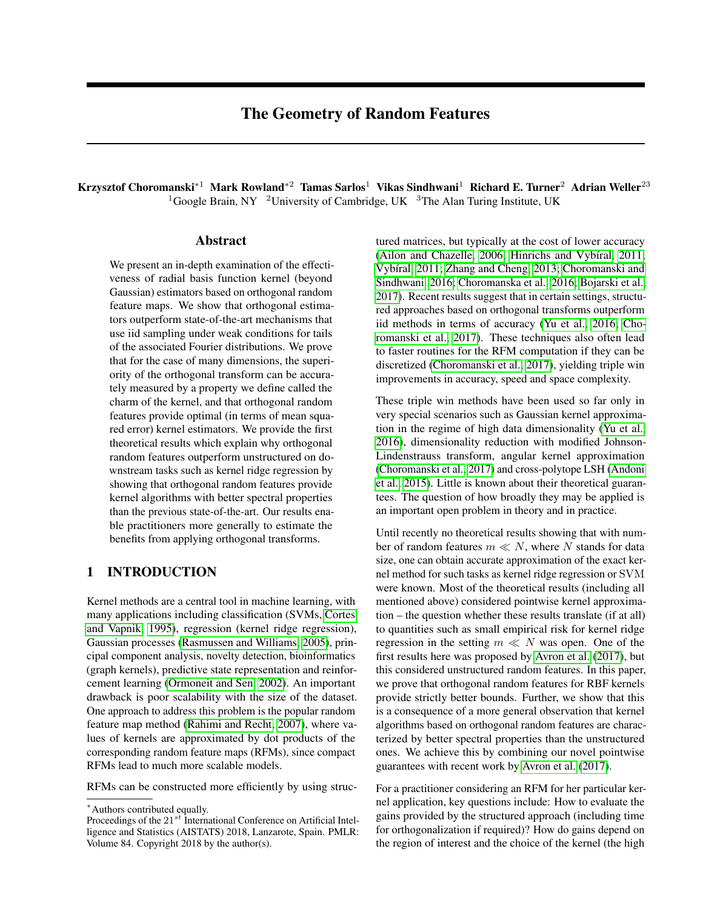# The Geometry of Random Features

**Krzysztof Choromanski**[*1] **Mark Rowland**[*2] **Tamas Sarlos**[1] **Vikas Sindhwani**[1] **Richard E. Turner**[2] **Adrian Weller**[23]

[1]Google Brain, NY [2]University of Cambridge, UK [3]The Alan Turing Institute, UK

## Abstract

We present an in-depth examination of the effectiveness of radial basis function kernel (beyond Gaussian) estimators based on orthogonal random feature maps. We show that orthogonal estimators outperform state-of-the-art mechanisms that use iid sampling under weak conditions for tails of the associated Fourier distributions. We prove that for the case of many dimensions, the superiority of the orthogonal transform can be accurately measured by a property we define called the charm of the kernel, and that orthogonal random features provide optimal (in terms of mean squared error) kernel estimators. We provide the first theoretical results which explain why orthogonal random features outperform unstructured on downstream tasks such as kernel ridge regression by showing that orthogonal random features provide kernel algorithms with better spectral properties than the previous state-of-the-art. Our results enable practitioners more generally to estimate the benefits from applying orthogonal transforms.

## 1 INTRODUCTION

Kernel methods are a central tool in machine learning, with many applications including classification (SVMs, Cortes and Vapnik, 1995), regression (kernel ridge regression), Gaussian processes (Rasmussen and Williams, 2005), principal component analysis, novelty detection, bioinformatics (graph kernels), predictive state representation and reinforcement learning (Ormoneit and Sen, 2002). An important drawback is poor scalability with the size of the dataset. One approach to address this problem is the popular random feature map method (Rahimi and Recht, 2007), where values of kernels are approximated by dot products of the corresponding random feature maps (RFMs), since compact RFMs lead to much more scalable models.

RFMs can be constructed more efficiently by using structured matrices, but typically at the cost of lower accuracy (Ailon and Chazelle, 2006; Hinrichs and Vybíral, 2011; Vybíral, 2011; Zhang and Cheng, 2013; Choromanski and Sindhwani, 2016; Choromanska et al., 2016; Bojarski et al., 2017). Recent results suggest that in certain settings, structured approaches based on orthogonal transforms outperform iid methods in terms of accuracy (Yu et al., 2016; Choromanski et al., 2017). These techniques also often lead to faster routines for the RFM computation if they can be discretized (Choromanski et al., 2017), yielding triple win improvements in accuracy, speed and space complexity.

These triple win methods have been used so far only in very special scenarios such as Gaussian kernel approximation in the regime of high data dimensionality (Yu et al., 2016), dimensionality reduction with modified Johnson-Lindenstrauss transform, angular kernel approximation (Choromanski et al., 2017) and cross-polytope LSH (Andoni et al., 2015). Little is known about their theoretical guarantees. The question of how broadly they may be applied is an important open problem in theory and in practice.

Until recently no theoretical results showing that with number of random features $m \ll N$, where $N$ stands for data size, one can obtain accurate approximation of the exact kernel method for such tasks as kernel ridge regression or SVM were known. Most of the theoretical results (including all mentioned above) considered pointwise kernel approximation – the question whether these results translate (if at all) to quantities such as small empirical risk for kernel ridge regression in the setting $m \ll N$ was open. One of the first results here was proposed by Avron et al. (2017), but this considered unstructured random features. In this paper, we prove that orthogonal random features for RBF kernels provide strictly better bounds. Further, we show that this is a consequence of a more general observation that kernel algorithms based on orthogonal random features are characterized by better spectral properties than the unstructured ones. We achieve this by combining our novel pointwise guarantees with recent work by Avron et al. (2017).

For a practitioner considering an RFM for her particular kernel application, key questions include: How to evaluate the gains provided by the structured approach (including time for orthogonalization if required)? How do gains depend on the region of interest and the choice of the kernel (the high

[*]Authors contributed equally.
Proceedings of the $21^{st}$ International Conference on Artificial Intelligence and Statistics (AISTATS) 2018, Lanzarote, Spain. PMLR: Volume 84. Copyright 2018 by the author(s).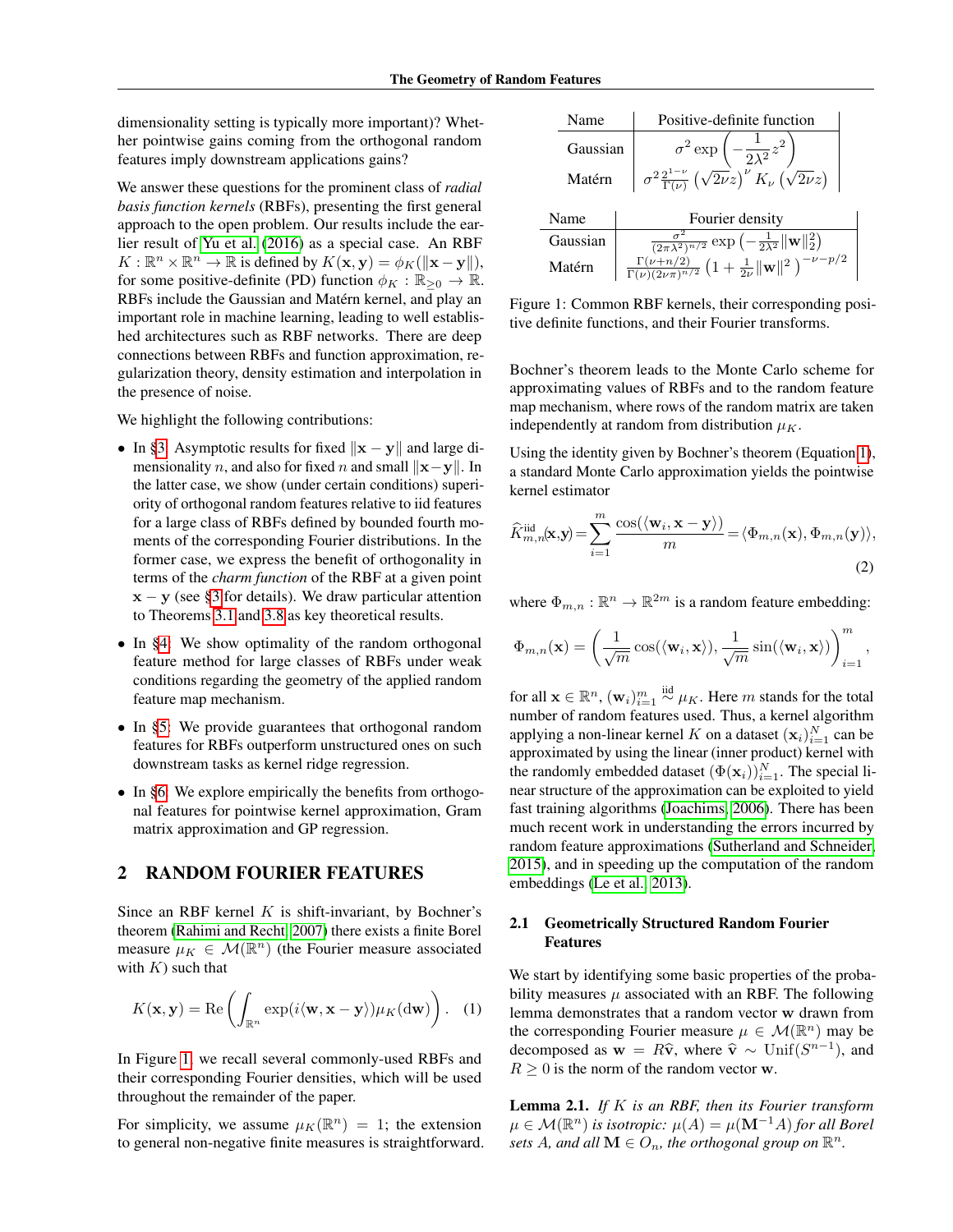dimensionality setting is typically more important)? Whether pointwise gains coming from the orthogonal random features imply downstream applications gains?

We answer these questions for the prominent class of *radial basis function kernels* (RBFs), presenting the first general approach to the open problem. Our results include the earlier result of Yu et al. (2016) as a special case. An RBF $K : \mathbb{R}^n \times \mathbb{R}^n \to \mathbb{R}$ is defined by $K(\mathbf{x}, \mathbf{y}) = \phi_K(\|\mathbf{x} - \mathbf{y}\|)$, for some positive-definite (PD) function $\phi_K : \mathbb{R}_{\geq 0} \to \mathbb{R}$. RBFs include the Gaussian and Matérn kernel, and play an important role in machine learning, leading to well established architectures such as RBF networks. There are deep connections between RBFs and function approximation, regularization theory, density estimation and interpolation in the presence of noise.

We highlight the following contributions:

- In §3: Asymptotic results for fixed $\|\mathbf{x} - \mathbf{y}\|$ and large dimensionality $n$, and also for fixed $n$ and small $\|\mathbf{x} - \mathbf{y}\|$. In the latter case, we show (under certain conditions) superiority of orthogonal random features relative to iid features for a large class of RBFs defined by bounded fourth moments of the corresponding Fourier distributions. In the former case, we express the benefit of orthogonality in terms of the *charm function* of the RBF at a given point $\mathbf{x} - \mathbf{y}$ (see §3 for details). We draw particular attention to Theorems 3.1 and 3.8 as key theoretical results.
- In §4: We show optimality of the random orthogonal feature method for large classes of RBFs under weak conditions regarding the geometry of the applied random feature map mechanism.
- In §5: We provide guarantees that orthogonal random features for RBFs outperform unstructured ones on such downstream tasks as kernel ridge regression.
- In §6: We explore empirically the benefits from orthogonal features for pointwise kernel approximation, Gram matrix approximation and GP regression.

## 2 RANDOM FOURIER FEATURES

Since an RBF kernel $K$ is shift-invariant, by Bochner's theorem (Rahimi and Recht, 2007) there exists a finite Borel measure $\mu_K \in \mathcal{M}(\mathbb{R}^n)$ (the Fourier measure associated with $K$) such that

$$K(\mathbf{x}, \mathbf{y}) = \mathrm{Re}\left( \int_{\mathbb{R}^n} \exp(i\langle \mathbf{w}, \mathbf{x} - \mathbf{y}\rangle)\mu_K(\mathrm{d}\mathbf{w}) \right). \quad (1)$$

In Figure 1, we recall several commonly-used RBFs and their corresponding Fourier densities, which will be used throughout the remainder of the paper.

For simplicity, we assume $\mu_K(\mathbb{R}^n) = 1$; the extension to general non-negative finite measures is straightforward.

| Name | Positive-definite function |
|---|---|
| Gaussian | $\sigma^2 \exp\left(-\frac{1}{2\lambda^2} z^2\right)$ |
| Matérn | $\sigma^2 \frac{2^{1-\nu}}{\Gamma(\nu)} \left(\sqrt{2\nu} z\right)^\nu K_\nu\left(\sqrt{2\nu} z\right)$ |

| Name | Fourier density |
|---|---|
| Gaussian | $\frac{\sigma^2}{(2\pi\lambda^2)^{n/2}} \exp\left(-\frac{1}{2\lambda^2}\|\mathbf{w}\|_2^2\right)$ |
| Matérn | $\frac{\Gamma(\nu+n/2)}{\Gamma(\nu)(2\nu\pi)^{n/2}} \left(1 + \frac{1}{2\nu}\|\mathbf{w}\|^2\right)^{-\nu-p/2}$ |

Figure 1: Common RBF kernels, their corresponding positive definite functions, and their Fourier transforms.

Bochner's theorem leads to the Monte Carlo scheme for approximating values of RBFs and to the random feature map mechanism, where rows of the random matrix are taken independently at random from distribution $\mu_K$.

Using the identity given by Bochner's theorem (Equation 1), a standard Monte Carlo approximation yields the pointwise kernel estimator

$$\widehat{K}^{\mathrm{iid}}_{m,n}(\mathbf{x}, \mathbf{y}) = \sum_{i=1}^{m} \frac{\cos(\langle \mathbf{w}_i, \mathbf{x} - \mathbf{y}\rangle)}{m} = \langle \Phi_{m,n}(\mathbf{x}), \Phi_{m,n}(\mathbf{y})\rangle, \quad (2)$$

where $\Phi_{m,n} : \mathbb{R}^n \to \mathbb{R}^{2m}$ is a random feature embedding:

$$\Phi_{m,n}(\mathbf{x}) = \left( \frac{1}{\sqrt{m}} \cos(\langle \mathbf{w}_i, \mathbf{x}\rangle), \frac{1}{\sqrt{m}} \sin(\langle \mathbf{w}_i, \mathbf{x}\rangle) \right)_{i=1}^{m},$$

for all $\mathbf{x} \in \mathbb{R}^n$, $(\mathbf{w}_i)_{i=1}^m \overset{\mathrm{iid}}{\sim} \mu_K$. Here $m$ stands for the total number of random features used. Thus, a kernel algorithm applying a non-linear kernel $K$ on a dataset $(\mathbf{x}_i)_{i=1}^N$ can be approximated by using the linear (inner product) kernel with the randomly embedded dataset $(\Phi(\mathbf{x}_i))_{i=1}^N$. The special linear structure of the approximation can be exploited to yield fast training algorithms (Joachims, 2006). There has been much recent work in understanding the errors incurred by random feature approximations (Sutherland and Schneider, 2015), and in speeding up the computation of the random embeddings (Le et al., 2013).

### 2.1 Geometrically Structured Random Fourier Features

We start by identifying some basic properties of the probability measures $\mu$ associated with an RBF. The following lemma demonstrates that a random vector $\mathbf{w}$ drawn from the corresponding Fourier measure $\mu \in \mathcal{M}(\mathbb{R}^n)$ may be decomposed as $\mathbf{w} = R\widehat{\mathbf{v}}$, where $\widehat{\mathbf{v}} \sim \mathrm{Unif}(S^{n-1})$, and $R \geq 0$ is the norm of the random vector $\mathbf{w}$.

**Lemma 2.1.** *If $K$ is an RBF, then its Fourier transform $\mu \in \mathcal{M}(\mathbb{R}^n)$ is isotropic: $\mu(A) = \mu(\mathbf{M}^{-1}A)$ for all Borel sets $A$, and all $\mathbf{M} \in O_n$, the orthogonal group on $\mathbb{R}^n$.*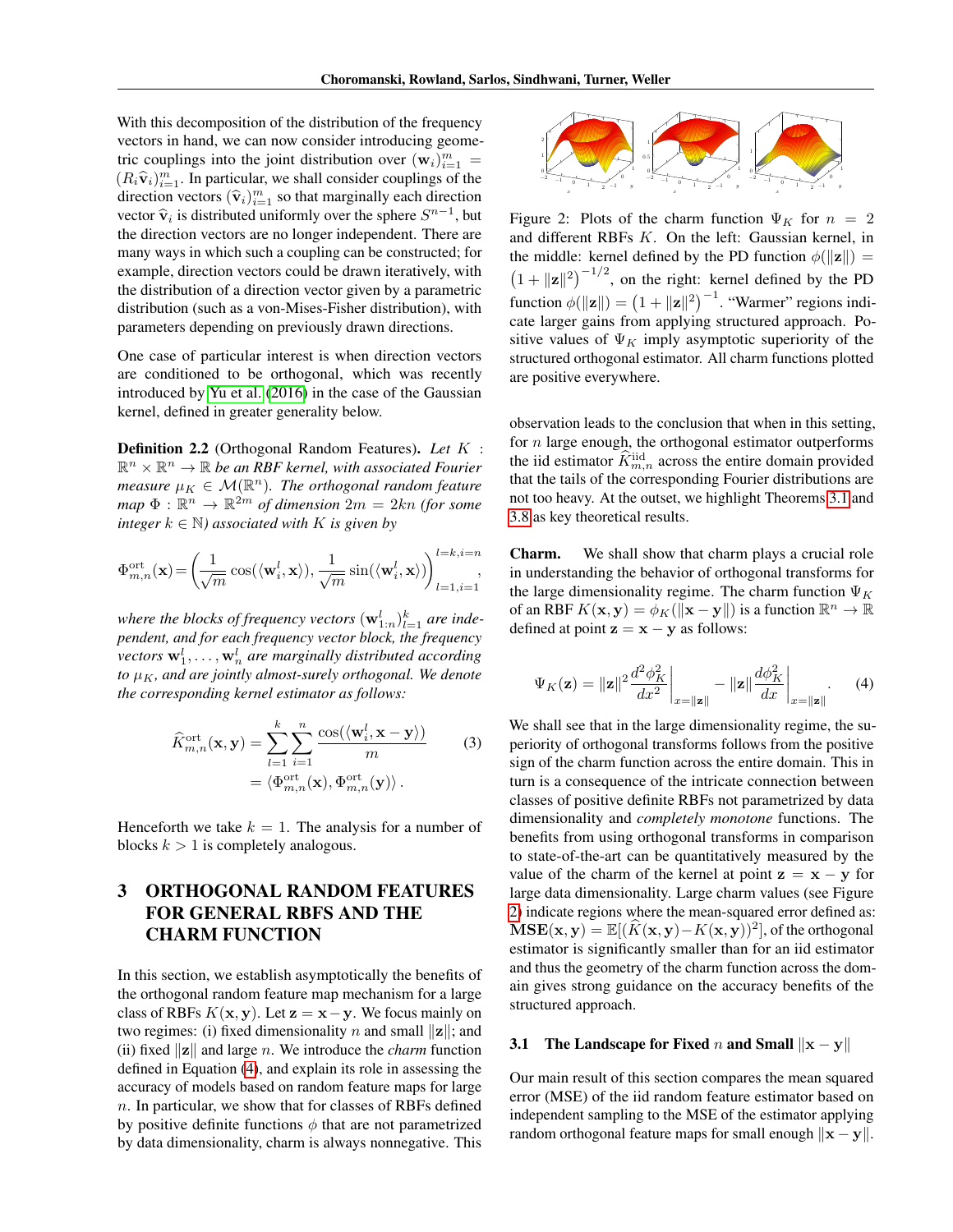With this decomposition of the distribution of the frequency vectors in hand, we can now consider introducing geometric couplings into the joint distribution over $(\mathbf{w}_i)_{i=1}^m = (R_i \widehat{\mathbf{v}}_i)_{i=1}^m$. In particular, we shall consider couplings of the direction vectors $(\widehat{\mathbf{v}}_i)_{i=1}^m$ so that marginally each direction vector $\widehat{\mathbf{v}}_i$ is distributed uniformly over the sphere $S^{n-1}$, but the direction vectors are no longer independent. There are many ways in which such a coupling can be constructed; for example, direction vectors could be drawn iteratively, with the distribution of a direction vector given by a parametric distribution (such as a von-Mises-Fisher distribution), with parameters depending on previously drawn directions.

One case of particular interest is when direction vectors are conditioned to be orthogonal, which was recently introduced by Yu et al. (2016) in the case of the Gaussian kernel, defined in greater generality below.

**Definition 2.2** (Orthogonal Random Features)**.** *Let $K : \mathbb{R}^n \times \mathbb{R}^n \to \mathbb{R}$ be an RBF kernel, with associated Fourier measure $\mu_K \in \mathcal{M}(\mathbb{R}^n)$. The orthogonal random feature map $\Phi : \mathbb{R}^n \to \mathbb{R}^{2m}$ of dimension $2m = 2kn$ (for some integer $k \in \mathbb{N}$) associated with $K$ is given by*

$$\Phi^{\mathrm{ort}}_{m,n}(\mathbf{x}) = \left( \frac{1}{\sqrt{m}} \cos(\langle \mathbf{w}_i^l, \mathbf{x} \rangle), \frac{1}{\sqrt{m}} \sin(\langle \mathbf{w}_i^l, \mathbf{x} \rangle) \right)_{l=1,i=1}^{l=k,i=n},$$

*where the blocks of frequency vectors $(\mathbf{w}_{1:n}^l)_{l=1}^k$ are independent, and for each frequency vector block, the frequency vectors $\mathbf{w}_1^l, \ldots, \mathbf{w}_n^l$ are marginally distributed according to $\mu_K$, and are jointly almost-surely orthogonal. We denote the corresponding kernel estimator as follows:*

$$\begin{aligned} \widehat{K}^{\mathrm{ort}}_{m,n}(\mathbf{x}, \mathbf{y}) &= \sum_{l=1}^{k} \sum_{i=1}^{n} \frac{\cos(\langle \mathbf{w}_i^l, \mathbf{x} - \mathbf{y} \rangle)}{m} \qquad (3) \\ &= \langle \Phi^{\mathrm{ort}}_{m,n}(\mathbf{x}), \Phi^{\mathrm{ort}}_{m,n}(\mathbf{y}) \rangle . \end{aligned}$$

Henceforth we take $k = 1$. The analysis for a number of blocks $k > 1$ is completely analogous.

# 3 ORTHOGONAL RANDOM FEATURES FOR GENERAL RBFS AND THE CHARM FUNCTION

In this section, we establish asymptotically the benefits of the orthogonal random feature map mechanism for a large class of RBFs $K(\mathbf{x}, \mathbf{y})$. Let $\mathbf{z} = \mathbf{x} - \mathbf{y}$. We focus mainly on two regimes: (i) fixed dimensionality $n$ and small $\|\mathbf{z}\|$; and (ii) fixed $\|\mathbf{z}\|$ and large $n$. We introduce the *charm* function defined in Equation (4), and explain its role in assessing the accuracy of models based on random feature maps for large $n$. In particular, we show that for classes of RBFs defined by positive definite functions $\phi$ that are not parametrized by data dimensionality, charm is always nonnegative. This observation leads to the conclusion that when in this setting, for $n$ large enough, the orthogonal estimator outperforms the iid estimator $\widehat{K}^{\mathrm{iid}}_{m,n}$ across the entire domain provided that the tails of the corresponding Fourier distributions are not too heavy. At the outset, we highlight Theorems 3.1 and 3.8 as key theoretical results.

Figure 2: Plots of the charm function $\Psi_K$ for $n = 2$ and different RBFs $K$. On the left: Gaussian kernel, in the middle: kernel defined by the PD function $\phi(\|\mathbf{z}\|) = \left(1 + \|\mathbf{z}\|^2\right)^{-1/2}$, on the right: kernel defined by the PD function $\phi(\|\mathbf{z}\|) = \left(1 + \|\mathbf{z}\|^2\right)^{-1}$. "Warmer" regions indicate larger gains from applying structured approach. Positive values of $\Psi_K$ imply asymptotic superiority of the structured orthogonal estimator. All charm functions plotted are positive everywhere.

**Charm.** We shall show that charm plays a crucial role in understanding the behavior of orthogonal transforms for the large dimensionality regime. The charm function $\Psi_K$ of an RBF $K(\mathbf{x}, \mathbf{y}) = \phi_K(\|\mathbf{x} - \mathbf{y}\|)$ is a function $\mathbb{R}^n \to \mathbb{R}$ defined at point $\mathbf{z} = \mathbf{x} - \mathbf{y}$ as follows:

$$\Psi_K(\mathbf{z}) = \|\mathbf{z}\|^2 \left. \frac{d^2 \phi_K^2}{dx^2} \right|_{x=\|\mathbf{z}\|} - \|\mathbf{z}\| \left. \frac{d\phi_K^2}{dx} \right|_{x=\|\mathbf{z}\|} . \qquad (4)$$

We shall see that in the large dimensionality regime, the superiority of orthogonal transforms follows from the positive sign of the charm function across the entire domain. This in turn is a consequence of the intricate connection between classes of positive definite RBFs not parametrized by data dimensionality and *completely monotone* functions. The benefits from using orthogonal transforms in comparison to state-of-the-art can be quantitatively measured by the value of the charm of the kernel at point $\mathbf{z} = \mathbf{x} - \mathbf{y}$ for large data dimensionality. Large charm values (see Figure 2) indicate regions where the mean-squared error defined as: $\mathbf{MSE}(\mathbf{x}, \mathbf{y}) = \mathbb{E}[(\widehat{K}(\mathbf{x}, \mathbf{y}) - K(\mathbf{x}, \mathbf{y}))^2]$, of the orthogonal estimator is significantly smaller than for an iid estimator and thus the geometry of the charm function across the domain gives strong guidance on the accuracy benefits of the structured approach.

## 3.1 The Landscape for Fixed $n$ and Small $\|\mathbf{x} - \mathbf{y}\|$

Our main result of this section compares the mean squared error (MSE) of the iid random feature estimator based on independent sampling to the MSE of the estimator applying random orthogonal feature maps for small enough $\|\mathbf{x} - \mathbf{y}\|$.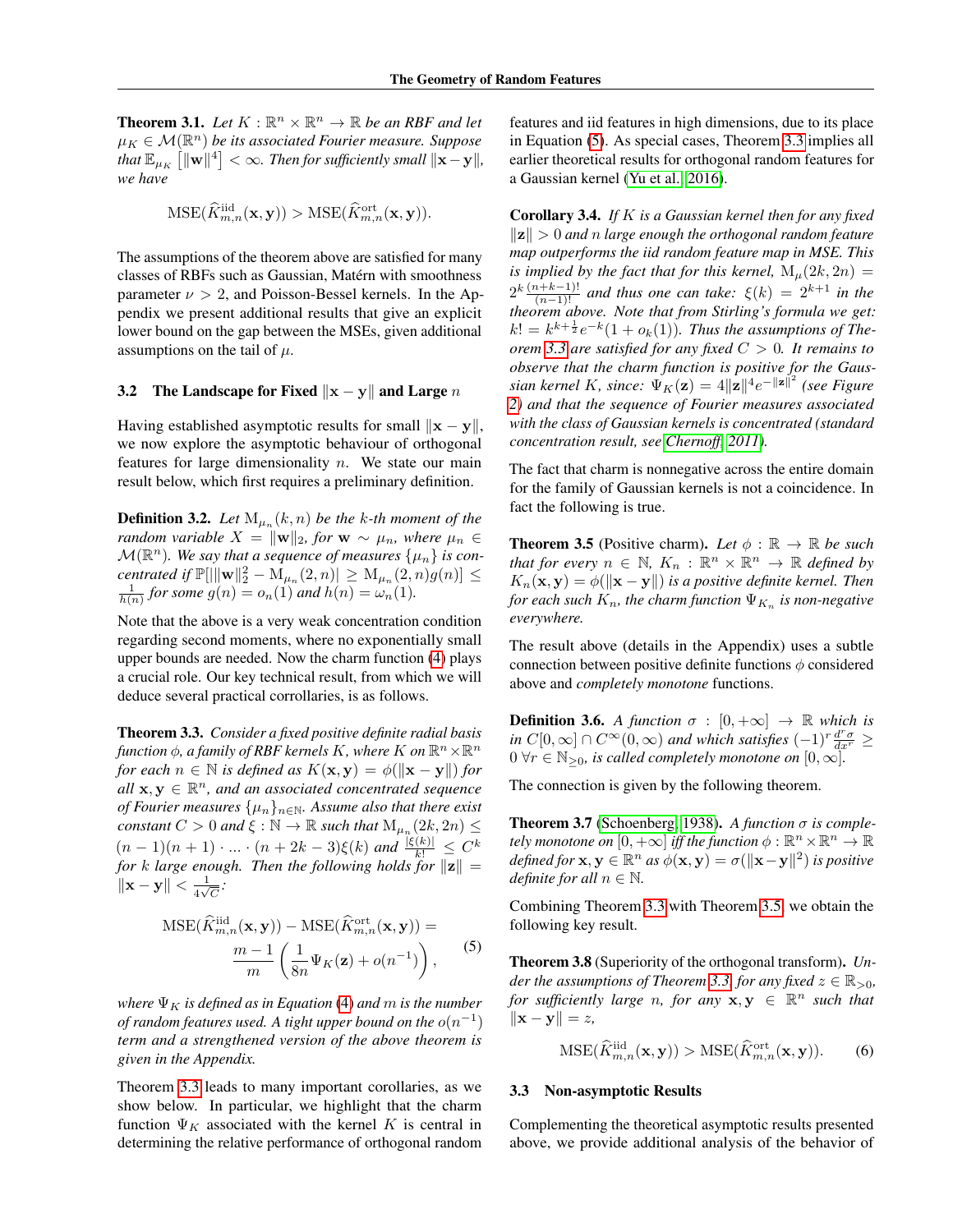**Theorem 3.1.** *Let $K : \mathbb{R}^n \times \mathbb{R}^n \to \mathbb{R}$ be an RBF and let $\mu_K \in \mathcal{M}(\mathbb{R}^n)$ be its associated Fourier measure. Suppose that $\mathbb{E}_{\mu_K}\left[\|\mathbf{w}\|^4\right] < \infty$. Then for sufficiently small $\|\mathbf{x} - \mathbf{y}\|$, we have*

$$\mathrm{MSE}(\widehat{K}^{\mathrm{iid}}_{m,n}(\mathbf{x}, \mathbf{y})) > \mathrm{MSE}(\widehat{K}^{\mathrm{ort}}_{m,n}(\mathbf{x}, \mathbf{y})).$$

The assumptions of the theorem above are satisfied for many classes of RBFs such as Gaussian, Matérn with smoothness parameter $\nu > 2$, and Poisson-Bessel kernels. In the Appendix we present additional results that give an explicit lower bound on the gap between the MSEs, given additional assumptions on the tail of $\mu$.

### 3.2 The Landscape for Fixed $\|\mathbf{x} - \mathbf{y}\|$ and Large $n$

Having established asymptotic results for small $\|\mathbf{x} - \mathbf{y}\|$, we now explore the asymptotic behaviour of orthogonal features for large dimensionality $n$. We state our main result below, which first requires a preliminary definition.

**Definition 3.2.** *Let $\mathrm{M}_{\mu_n}(k, n)$ be the $k$-th moment of the random variable $X = \|\mathbf{w}\|_2$, for $\mathbf{w} \sim \mu_n$, where $\mu_n \in \mathcal{M}(\mathbb{R}^n)$. We say that a sequence of measures $\{\mu_n\}$ is concentrated if $\mathbb{P}[|\|\mathbf{w}\|_2^2 - \mathrm{M}_{\mu_n}(2, n)| \geq \mathrm{M}_{\mu_n}(2, n) g(n)] \leq \frac{1}{h(n)}$ for some $g(n) = o_n(1)$ and $h(n) = \omega_n(1)$.*

Note that the above is a very weak concentration condition regarding second moments, where no exponentially small upper bounds are needed. Now the charm function (4) plays a crucial role. Our key technical result, from which we will deduce several practical corollaries, is as follows.

**Theorem 3.3.** *Consider a fixed positive definite radial basis function $\phi$, a family of RBF kernels $K$, where $K$ on $\mathbb{R}^n \times \mathbb{R}^n$ for each $n \in \mathbb{N}$ is defined as $K(\mathbf{x}, \mathbf{y}) = \phi(\|\mathbf{x} - \mathbf{y}\|)$ for all $\mathbf{x}, \mathbf{y} \in \mathbb{R}^n$, and an associated concentrated sequence of Fourier measures $\{\mu_n\}_{n \in \mathbb{N}}$. Assume also that there exist constant $C > 0$ and $\xi : \mathbb{N} \to \mathbb{R}$ such that $\mathrm{M}_{\mu_n}(2k, 2n) \leq (n-1)(n+1) \cdot \ldots \cdot (n + 2k - 3)\xi(k)$ and $\frac{|\xi(k)|}{k!} \leq C^k$ for $k$ large enough. Then the following holds for $\|\mathbf{z}\| = \|\mathbf{x} - \mathbf{y}\| < \frac{1}{4\sqrt{C}}$:*

$$\mathrm{MSE}(\widehat{K}^{\mathrm{iid}}_{m,n}(\mathbf{x}, \mathbf{y})) - \mathrm{MSE}(\widehat{K}^{\mathrm{ort}}_{m,n}(\mathbf{x}, \mathbf{y})) = \frac{m-1}{m}\left(\frac{1}{8n}\Psi_K(\mathbf{z}) + o(n^{-1})\right), \tag{5}$$

*where $\Psi_K$ is defined as in Equation (4) and $m$ is the number of random features used. A tight upper bound on the $o(n^{-1})$ term and a strengthened version of the above theorem is given in the Appendix.*

Theorem 3.3 leads to many important corollaries, as we show below. In particular, we highlight that the charm function $\Psi_K$ associated with the kernel $K$ is central in determining the relative performance of orthogonal random features and iid features in high dimensions, due to its place in Equation (5). As special cases, Theorem 3.3 implies all earlier theoretical results for orthogonal random features for a Gaussian kernel (Yu et al., 2016).

**Corollary 3.4.** *If $K$ is a Gaussian kernel then for any fixed $\|\mathbf{z}\| > 0$ and $n$ large enough the orthogonal random feature map outperforms the iid random feature map in MSE. This is implied by the fact that for this kernel, $\mathrm{M}_\mu(2k, 2n) = 2^k \frac{(n+k-1)!}{(n-1)!}$ and thus one can take: $\xi(k) = 2^{k+1}$ in the theorem above. Note that from Stirling's formula we get: $k! = k^{k+\frac{1}{2}} e^{-k}(1 + o_k(1))$. Thus the assumptions of Theorem 3.3 are satisfied for any fixed $C > 0$. It remains to observe that the charm function is positive for the Gaussian kernel $K$, since: $\Psi_K(\mathbf{z}) = 4\|\mathbf{z}\|^4 e^{-\|\mathbf{z}\|^2}$ (see Figure 2) and that the sequence of Fourier measures associated with the class of Gaussian kernels is concentrated (standard concentration result, see Chernoff, 2011).*

The fact that charm is nonnegative across the entire domain for the family of Gaussian kernels is not a coincidence. In fact the following is true.

**Theorem 3.5** (Positive charm). *Let $\phi : \mathbb{R} \to \mathbb{R}$ be such that for every $n \in \mathbb{N}$, $K_n : \mathbb{R}^n \times \mathbb{R}^n \to \mathbb{R}$ defined by $K_n(\mathbf{x}, \mathbf{y}) = \phi(\|\mathbf{x} - \mathbf{y}\|)$ is a positive definite kernel. Then for each such $K_n$, the charm function $\Psi_{K_n}$ is non-negative everywhere.*

The result above (details in the Appendix) uses a subtle connection between positive definite functions $\phi$ considered above and *completely monotone* functions.

**Definition 3.6.** *A function $\sigma : [0, +\infty] \to \mathbb{R}$ which is in $C[0, \infty] \cap C^\infty(0, \infty)$ and which satisfies $(-1)^r \frac{d^r \sigma}{dx^r} \geq 0 \ \forall r \in \mathbb{N}_{\geq 0}$, is called completely monotone on $[0, \infty]$.*

The connection is given by the following theorem.

**Theorem 3.7** (Schoenberg, 1938)**.** *A function $\sigma$ is completely monotone on $[0, +\infty]$ iff the function $\phi : \mathbb{R}^n \times \mathbb{R}^n \to \mathbb{R}$ defined for $\mathbf{x}, \mathbf{y} \in \mathbb{R}^n$ as $\phi(\mathbf{x}, \mathbf{y}) = \sigma(\|\mathbf{x} - \mathbf{y}\|^2)$ is positive definite for all $n \in \mathbb{N}$.*

Combining Theorem 3.3 with Theorem 3.5, we obtain the following key result.

**Theorem 3.8** (Superiority of the orthogonal transform). *Under the assumptions of Theorem 3.3, for any fixed $z \in \mathbb{R}_{>0}$, for sufficiently large $n$, for any $\mathbf{x}, \mathbf{y} \in \mathbb{R}^n$ such that $\|\mathbf{x} - \mathbf{y}\| = z$,*

$$\mathrm{MSE}(\widehat{K}^{\mathrm{iid}}_{m,n}(\mathbf{x}, \mathbf{y})) > \mathrm{MSE}(\widehat{K}^{\mathrm{ort}}_{m,n}(\mathbf{x}, \mathbf{y})). \tag{6}$$

### 3.3 Non-asymptotic Results

Complementing the theoretical asymptotic results presented above, we provide additional analysis of the behavior of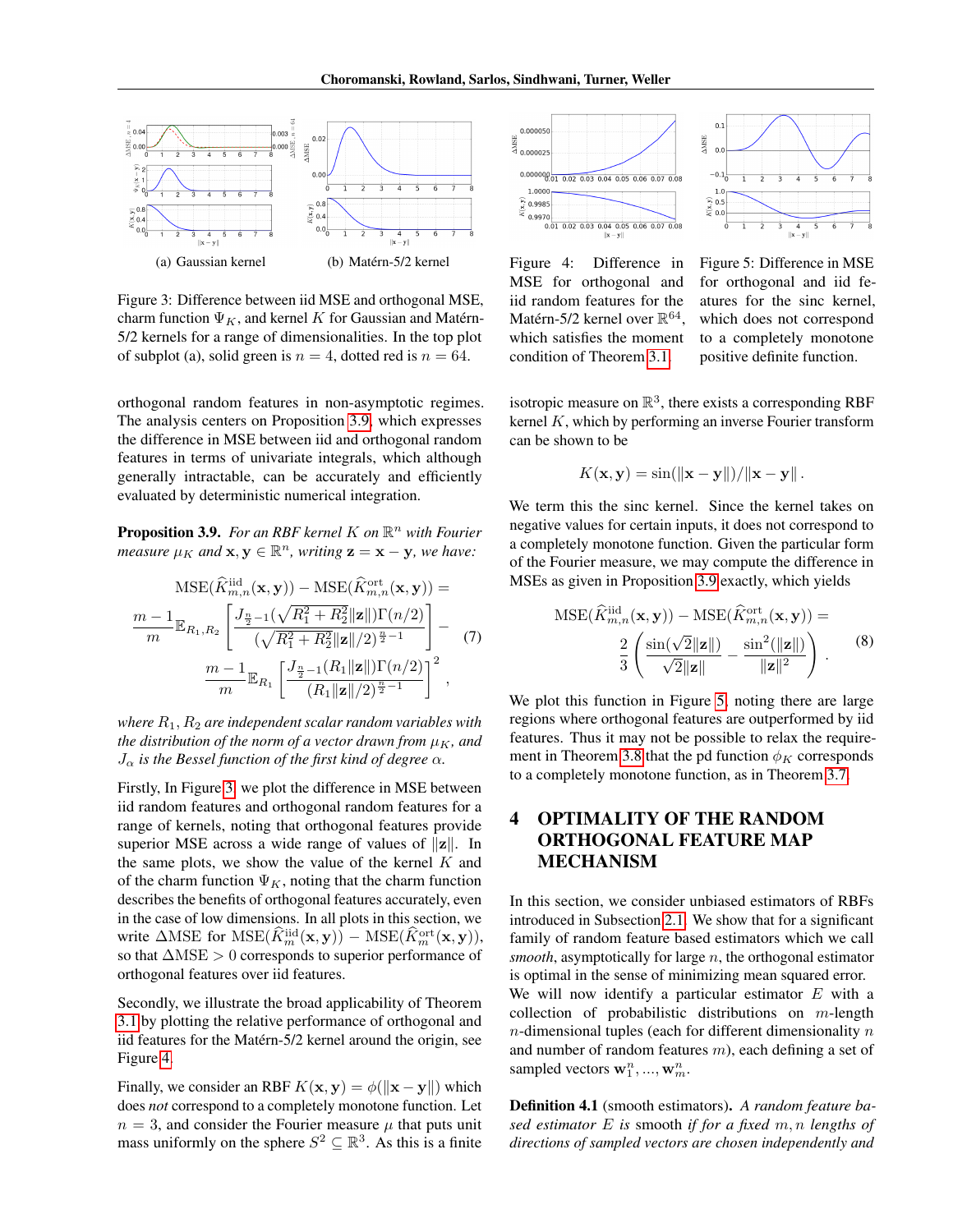(a) Gaussian kernel

(b) Matérn-5/2 kernel

Figure 3: Difference between iid MSE and orthogonal MSE, charm function $\Psi_K$, and kernel $K$ for Gaussian and Matérn-5/2 kernels for a range of dimensionalities. In the top plot of subplot (a), solid green is $n = 4$, dotted red is $n = 64$.

Figure 4: Difference in MSE for orthogonal and iid random features for the Matérn-5/2 kernel over $\mathbb{R}^{64}$, which satisfies the moment condition of Theorem 3.1.

Figure 5: Difference in MSE for orthogonal and iid features for the sinc kernel, which does not correspond to a completely monotone positive definite function.

orthogonal random features in non-asymptotic regimes. The analysis centers on Proposition 3.9, which expresses the difference in MSE between iid and orthogonal random features in terms of univariate integrals, which although generally intractable, can be accurately and efficiently evaluated by deterministic numerical integration.

**Proposition 3.9.** *For an RBF kernel $K$ on $\mathbb{R}^n$ with Fourier measure $\mu_K$ and $\mathbf{x}, \mathbf{y} \in \mathbb{R}^n$, writing $\mathbf{z} = \mathbf{x} - \mathbf{y}$, we have:*

$$\mathrm{MSE}(\widehat{K}^{\mathrm{iid}}_{m,n}(\mathbf{x}, \mathbf{y})) - \mathrm{MSE}(\widehat{K}^{\mathrm{ort}}_{m,n}(\mathbf{x}, \mathbf{y})) =$$

$$\frac{m-1}{m} \mathbb{E}_{R_1, R_2}\left[ \frac{J_{\frac{n}{2}-1}(\sqrt{R_1^2 + R_2^2}\|\mathbf{z}\|)\Gamma(n/2)}{(\sqrt{R_1^2 + R_2^2}\|\mathbf{z}\|/2)^{\frac{n}{2}-1}} \right] - \frac{m-1}{m} \mathbb{E}_{R_1}\left[ \frac{J_{\frac{n}{2}-1}(R_1\|\mathbf{z}\|)\Gamma(n/2)}{(R_1\|\mathbf{z}\|/2)^{\frac{n}{2}-1}} \right]^2, \quad (7)$$

*where $R_1, R_2$ are independent scalar random variables with the distribution of the norm of a vector drawn from $\mu_K$, and $J_\alpha$ is the Bessel function of the first kind of degree $\alpha$.*

Firstly, In Figure 3 we plot the difference in MSE between iid random features and orthogonal random features for a range of kernels, noting that orthogonal features provide superior MSE across a wide range of values of $\|\mathbf{z}\|$. In the same plots, we show the value of the kernel $K$ and of the charm function $\Psi_K$, noting that the charm function describes the benefits of orthogonal features accurately, even in the case of low dimensions. In all plots in this section, we write $\Delta$MSE for $\mathrm{MSE}(\widehat{K}^{\mathrm{iid}}_m(\mathbf{x}, \mathbf{y})) - \mathrm{MSE}(\widehat{K}^{\mathrm{ort}}_m(\mathbf{x}, \mathbf{y}))$, so that $\Delta\mathrm{MSE} > 0$ corresponds to superior performance of orthogonal features over iid features.

Secondly, we illustrate the broad applicability of Theorem 3.1 by plotting the relative performance of orthogonal and iid features for the Matérn-5/2 kernel around the origin, see Figure 4.

Finally, we consider an RBF $K(\mathbf{x}, \mathbf{y}) = \phi(\|\mathbf{x} - \mathbf{y}\|)$ which does *not* correspond to a completely monotone function. Let $n = 3$, and consider the Fourier measure $\mu$ that puts unit mass uniformly on the sphere $S^2 \subseteq \mathbb{R}^3$. As this is a finite isotropic measure on $\mathbb{R}^3$, there exists a corresponding RBF kernel $K$, which by performing an inverse Fourier transform can be shown to be

$$K(\mathbf{x}, \mathbf{y}) = \sin(\|\mathbf{x} - \mathbf{y}\|)/\|\mathbf{x} - \mathbf{y}\|\,.$$

We term this the sinc kernel. Since the kernel takes on negative values for certain inputs, it does not correspond to a completely monotone function. Given the particular form of the Fourier measure, we may compute the difference in MSEs as given in Proposition 3.9 exactly, which yields

$$\mathrm{MSE}(\widehat{K}^{\mathrm{iid}}_{m,n}(\mathbf{x}, \mathbf{y})) - \mathrm{MSE}(\widehat{K}^{\mathrm{ort}}_{m,n}(\mathbf{x}, \mathbf{y})) = \frac{2}{3}\left( \frac{\sin(\sqrt{2}\|\mathbf{z}\|)}{\sqrt{2}\|\mathbf{z}\|} - \frac{\sin^2(\|\mathbf{z}\|)}{\|\mathbf{z}\|^2} \right). \quad (8)$$

We plot this function in Figure 5, noting there are large regions where orthogonal features are outperformed by iid features. Thus it may not be possible to relax the requirement in Theorem 3.8 that the pd function $\phi_K$ corresponds to a completely monotone function, as in Theorem 3.7.

## 4 OPTIMALITY OF THE RANDOM ORTHOGONAL FEATURE MAP MECHANISM

In this section, we consider unbiased estimators of RBFs introduced in Subsection 2.1. We show that for a significant family of random feature based estimators which we call *smooth*, asymptotically for large $n$, the orthogonal estimator is optimal in the sense of minimizing mean squared error. We will now identify a particular estimator $E$ with a collection of probabilistic distributions on $m$-length $n$-dimensional tuples (each for different dimensionality $n$ and number of random features $m$), each defining a set of sampled vectors $\mathbf{w}^n_1, ..., \mathbf{w}^n_m$.

**Definition 4.1** (smooth estimators). *A random feature based estimator $E$ is smooth if for a fixed $m, n$ lengths of directions of sampled vectors are chosen independently and*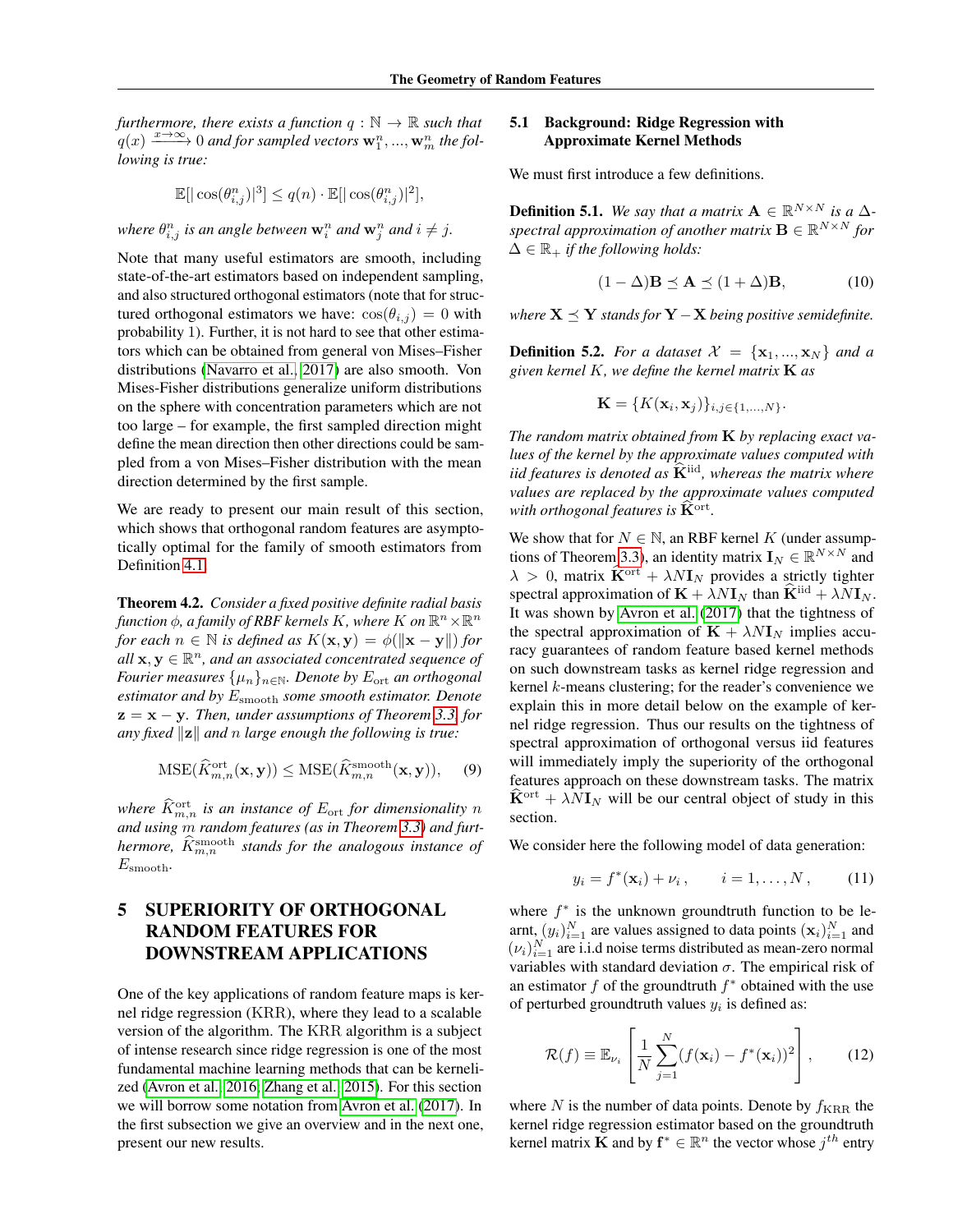*furthermore, there exists a function $q : \mathbb{N} \rightarrow \mathbb{R}$ such that $q(x) \xrightarrow{x\rightarrow\infty} 0$ and for sampled vectors $\mathbf{w}_1^n, ..., \mathbf{w}_m^n$ the following is true:*

$$\mathbb{E}[|\cos(\theta_{i,j}^n)|^3] \leq q(n) \cdot \mathbb{E}[|\cos(\theta_{i,j}^n)|^2],$$

*where $\theta_{i,j}^n$ is an angle between $\mathbf{w}_i^n$ and $\mathbf{w}_j^n$ and $i \neq j$.*

Note that many useful estimators are smooth, including state-of-the-art estimators based on independent sampling, and also structured orthogonal estimators (note that for structured orthogonal estimators we have: $\cos(\theta_{i,j}) = 0$ with probability 1). Further, it is not hard to see that other estimators which can be obtained from general von Mises–Fisher distributions (Navarro et al., 2017) are also smooth. Von Mises-Fisher distributions generalize uniform distributions on the sphere with concentration parameters which are not too large – for example, the first sampled direction might define the mean direction then other directions could be sampled from a von Mises–Fisher distribution with the mean direction determined by the first sample.

We are ready to present our main result of this section, which shows that orthogonal random features are asymptotically optimal for the family of smooth estimators from Definition 4.1.

**Theorem 4.2.** *Consider a fixed positive definite radial basis function $\phi$, a family of RBF kernels $K$, where $K$ on $\mathbb{R}^n \times \mathbb{R}^n$ for each $n \in \mathbb{N}$ is defined as $K(\mathbf{x}, \mathbf{y}) = \phi(\|\mathbf{x} - \mathbf{y}\|)$ for all $\mathbf{x}, \mathbf{y} \in \mathbb{R}^n$, and an associated concentrated sequence of Fourier measures $\{\mu_n\}_{n\in\mathbb{N}}$. Denote by $E_{\mathrm{ort}}$ an orthogonal estimator and by $E_{\mathrm{smooth}}$ some smooth estimator. Denote $\mathbf{z} = \mathbf{x} - \mathbf{y}$. Then, under assumptions of Theorem 3.3, for any fixed $\|\mathbf{z}\|$ and $n$ large enough the following is true:*

$$\mathrm{MSE}(\widehat{K}_{m,n}^{\mathrm{ort}}(\mathbf{x}, \mathbf{y})) \leq \mathrm{MSE}(\widehat{K}_{m,n}^{\mathrm{smooth}}(\mathbf{x}, \mathbf{y})), \qquad (9)$$

*where $\widehat{K}_{m,n}^{\mathrm{ort}}$ is an instance of $E_{\mathrm{ort}}$ for dimensionality $n$ and using $m$ random features (as in Theorem 3.3) and furthermore, $\widehat{K}_{m,n}^{\mathrm{smooth}}$ stands for the analogous instance of $E_{\mathrm{smooth}}$.*

# 5 SUPERIORITY OF ORTHOGONAL RANDOM FEATURES FOR DOWNSTREAM APPLICATIONS

One of the key applications of random feature maps is kernel ridge regression (KRR), where they lead to a scalable version of the algorithm. The KRR algorithm is a subject of intense research since ridge regression is one of the most fundamental machine learning methods that can be kernelized (Avron et al., 2016; Zhang et al., 2015). For this section we will borrow some notation from Avron et al. (2017). In the first subsection we give an overview and in the next one, present our new results.

## 5.1 Background: Ridge Regression with Approximate Kernel Methods

We must first introduce a few definitions.

**Definition 5.1.** *We say that a matrix $\mathbf{A} \in \mathbb{R}^{N\times N}$ is a $\Delta$-spectral approximation of another matrix $\mathbf{B} \in \mathbb{R}^{N\times N}$ for $\Delta \in \mathbb{R}_+$ if the following holds:*

$$(1 - \Delta)\mathbf{B} \preceq \mathbf{A} \preceq (1 + \Delta)\mathbf{B}, \qquad (10)$$

*where $\mathbf{X} \preceq \mathbf{Y}$ stands for $\mathbf{Y} - \mathbf{X}$ being positive semidefinite.*

**Definition 5.2.** *For a dataset $\mathcal{X} = \{\mathbf{x}_1, ..., \mathbf{x}_N\}$ and a given kernel $K$, we define the kernel matrix $\mathbf{K}$ as*

$$\mathbf{K} = \{K(\mathbf{x}_i, \mathbf{x}_j)\}_{i,j\in\{1,...,N\}}.$$

*The random matrix obtained from $\mathbf{K}$ by replacing exact values of the kernel by the approximate values computed with iid features is denoted as $\widehat{\mathbf{K}}^{\mathrm{iid}}$, whereas the matrix where values are replaced by the approximate values computed with orthogonal features is $\widehat{\mathbf{K}}^{\mathrm{ort}}$.*

We show that for $N \in \mathbb{N}$, an RBF kernel $K$ (under assumptions of Theorem 3.3), an identity matrix $\mathbf{I}_N \in \mathbb{R}^{N\times N}$ and $\lambda > 0$, matrix $\widehat{\mathbf{K}}^{\mathrm{ort}} + \lambda N \mathbf{I}_N$ provides a strictly tighter spectral approximation of $\mathbf{K} + \lambda N \mathbf{I}_N$ than $\widehat{\mathbf{K}}^{\mathrm{iid}} + \lambda N \mathbf{I}_N$. It was shown by Avron et al. (2017) that the tightness of the spectral approximation of $\mathbf{K} + \lambda N \mathbf{I}_N$ implies accuracy guarantees of random feature based kernel methods on such downstream tasks as kernel ridge regression and kernel $k$-means clustering; for the reader's convenience we explain this in more detail below on the example of kernel ridge regression. Thus our results on the tightness of spectral approximation of orthogonal versus iid features will immediately imply the superiority of the orthogonal features approach on these downstream tasks. The matrix $\widehat{\mathbf{K}}^{\mathrm{ort}} + \lambda N \mathbf{I}_N$ will be our central object of study in this section.

We consider here the following model of data generation:

$$y_i = f^*(\mathbf{x}_i) + \nu_i\,, \qquad i = 1, \ldots, N\,, \qquad (11)$$

where $f^*$ is the unknown groundtruth function to be learnt, $(y_i)_{i=1}^N$ are values assigned to data points $(\mathbf{x}_i)_{i=1}^N$ and $(\nu_i)_{i=1}^N$ are i.i.d noise terms distributed as mean-zero normal variables with standard deviation $\sigma$. The empirical risk of an estimator $f$ of the groundtruth $f^*$ obtained with the use of perturbed groundtruth values $y_i$ is defined as:

$$\mathcal{R}(f) \equiv \mathbb{E}_{\nu_i}\left[\frac{1}{N}\sum_{j=1}^{N}(f(\mathbf{x}_i) - f^*(\mathbf{x}_i))^2\right], \qquad (12)$$

where $N$ is the number of data points. Denote by $f_{\mathrm{KRR}}$ the kernel ridge regression estimator based on the groundtruth kernel matrix $\mathbf{K}$ and by $\mathbf{f}^* \in \mathbb{R}^n$ the vector whose $j^{th}$ entry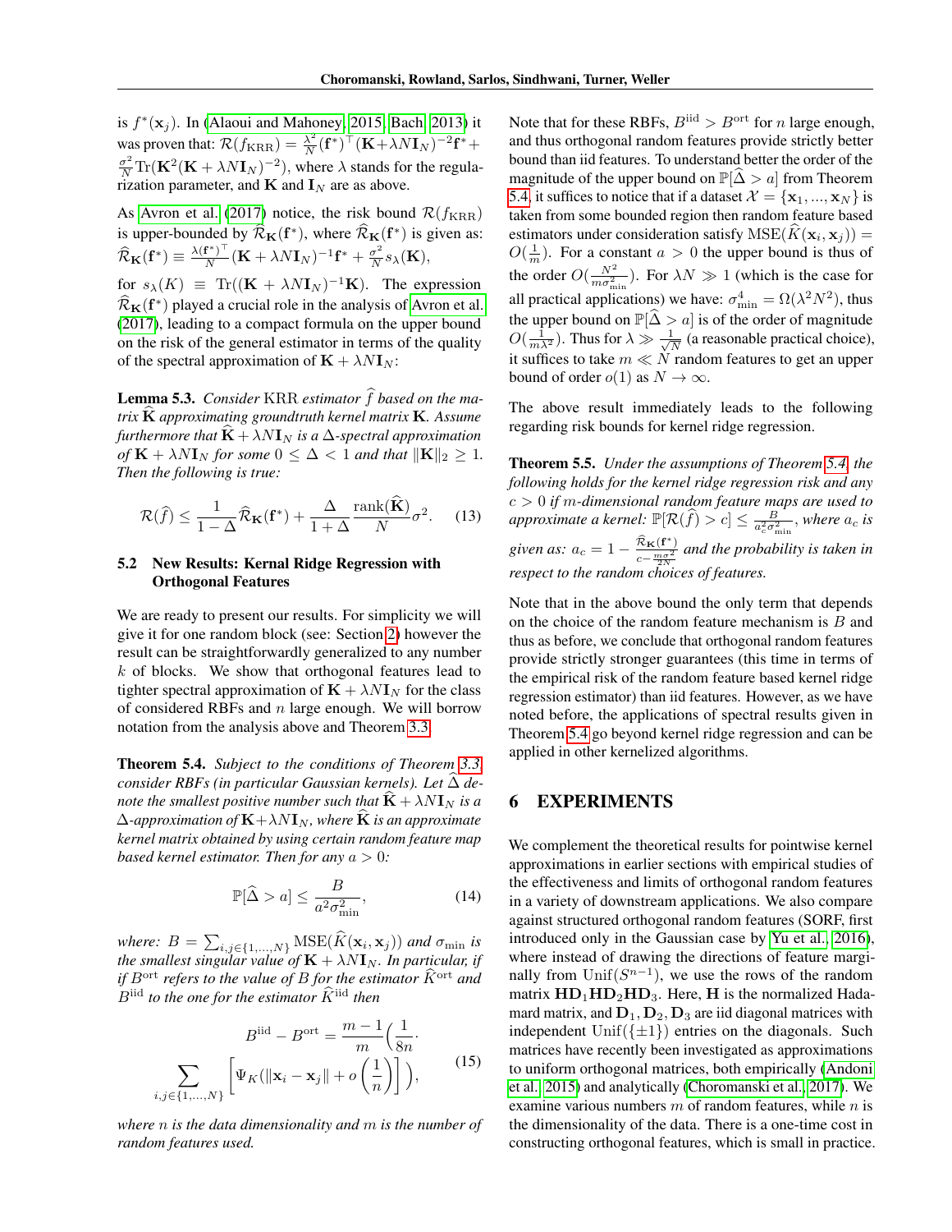is $f^*(\mathbf{x}_j)$. In (Alaoui and Mahoney, 2015; Bach, 2013) it was proven that: $\mathcal{R}(f_{\text{KRR}}) = \frac{\lambda^2}{N}(\mathbf{f}^*)^\top(\mathbf{K}+\lambda N\mathbf{I}_N)^{-2}\mathbf{f}^* + \frac{\sigma^2}{N}\text{Tr}(\mathbf{K}^2(\mathbf{K}+\lambda N\mathbf{I}_N)^{-2})$, where $\lambda$ stands for the regularization parameter, and $\mathbf{K}$ and $\mathbf{I}_N$ are as above.

As Avron et al. (2017) notice, the risk bound $\mathcal{R}(f_{\text{KRR}})$ is upper-bounded by $\widehat{\mathcal{R}}_{\mathbf{K}}(\mathbf{f}^*)$, where $\widehat{\mathcal{R}}_{\mathbf{K}}(\mathbf{f}^*)$ is given as: $\widehat{\mathcal{R}}_{\mathbf{K}}(\mathbf{f}^*) \equiv \frac{\lambda(\mathbf{f}^*)^\top}{N}(\mathbf{K}+\lambda N\mathbf{I}_N)^{-1}\mathbf{f}^* + \frac{\sigma^2}{N}s_\lambda(\mathbf{K})$,

for $s_\lambda(K) \equiv \text{Tr}((\mathbf{K}+\lambda N\mathbf{I}_N)^{-1}\mathbf{K})$. The expression $\widehat{\mathcal{R}}_{\mathbf{K}}(\mathbf{f}^*)$ played a crucial role in the analysis of Avron et al. (2017), leading to a compact formula on the upper bound on the risk of the general estimator in terms of the quality of the spectral approximation of $\mathbf{K}+\lambda N\mathbf{I}_N$:

**Lemma 5.3.** *Consider* KRR *estimator $\widehat{f}$ based on the matrix $\widehat{\mathbf{K}}$ approximating groundtruth kernel matrix $\mathbf{K}$. Assume furthermore that $\widehat{\mathbf{K}}+\lambda N\mathbf{I}_N$ is a $\Delta$-spectral approximation of $\mathbf{K}+\lambda N\mathbf{I}_N$ for some $0 \leq \Delta < 1$ and that $\|\mathbf{K}\|_2 \geq 1$. Then the following is true:*

$$\mathcal{R}(\widehat{f}) \leq \frac{1}{1-\Delta}\widehat{\mathcal{R}}_{\mathbf{K}}(\mathbf{f}^*) + \frac{\Delta}{1+\Delta}\frac{\text{rank}(\widehat{\mathbf{K}})}{N}\sigma^2. \tag{13}$$

### 5.2 New Results: Kernal Ridge Regression with Orthogonal Features

We are ready to present our results. For simplicity we will give it for one random block (see: Section 2) however the result can be straightforwardly generalized to any number $k$ of blocks. We show that orthogonal features lead to tighter spectral approximation of $\mathbf{K}+\lambda N\mathbf{I}_N$ for the class of considered RBFs and $n$ large enough. We will borrow notation from the analysis above and Theorem 3.3.

**Theorem 5.4.** *Subject to the conditions of Theorem 3.3, consider RBFs (in particular Gaussian kernels). Let $\widehat{\Delta}$ denote the smallest positive number such that $\widehat{\mathbf{K}}+\lambda N\mathbf{I}_N$ is a $\Delta$-approximation of $\mathbf{K}+\lambda N\mathbf{I}_N$, where $\widehat{\mathbf{K}}$ is an approximate kernel matrix obtained by using certain random feature map based kernel estimator. Then for any $a>0$:*

$$\mathbb{P}[\widehat{\Delta} > a] \leq \frac{B}{a^2\sigma^2_{\min}}, \tag{14}$$

*where: $B = \sum_{i,j\in\{1,...,N\}}\text{MSE}(\widehat{K}(\mathbf{x}_i,\mathbf{x}_j))$ and $\sigma_{\min}$ is the smallest singular value of $\mathbf{K}+\lambda N\mathbf{I}_N$. In particular, if $B^{\text{ort}}$ refers to the value of $B$ for the estimator $\widehat{K}^{\text{ort}}$ and $B^{\text{iid}}$ to the one for the estimator $\widehat{K}^{\text{iid}}$ then*

$$B^{\text{iid}} - B^{\text{ort}} = \frac{m-1}{m}\Big(\frac{1}{8n}\cdot \sum_{i,j\in\{1,...,N\}}\Big[\Psi_K(\|\mathbf{x}_i-\mathbf{x}_j\| + o\Big(\frac{1}{n}\Big)\Big]\Big), \tag{15}$$

*where $n$ is the data dimensionality and $m$ is the number of random features used.*

Note that for these RBFs, $B^{\text{iid}} > B^{\text{ort}}$ for $n$ large enough, and thus orthogonal random features provide strictly better bound than iid features. To understand better the order of the magnitude of the upper bound on $\mathbb{P}[\widehat{\Delta} > a]$ from Theorem 5.4, it suffices to notice that if a dataset $\mathcal{X} = \{\mathbf{x}_1,...,\mathbf{x}_N\}$ is taken from some bounded region then random feature based estimators under consideration satisfy $\text{MSE}(\widehat{K}(\mathbf{x}_i,\mathbf{x}_j)) = O(\frac{1}{m})$. For a constant $a>0$ the upper bound is thus of the order $O(\frac{N^2}{m\sigma^2_{\min}})$. For $\lambda N \gg 1$ (which is the case for all practical applications) we have: $\sigma^4_{\min} = \Omega(\lambda^2N^2)$, thus the upper bound on $\mathbb{P}[\widehat{\Delta} > a]$ is of the order of magnitude $O(\frac{1}{m\lambda^2})$. Thus for $\lambda \gg \frac{1}{\sqrt{N}}$ (a reasonable practical choice), it suffices to take $m \ll N$ random features to get an upper bound of order $o(1)$ as $N \rightarrow \infty$.

The above result immediately leads to the following regarding risk bounds for kernel ridge regression.

**Theorem 5.5.** *Under the assumptions of Theorem 5.4, the following holds for the kernel ridge regression risk and any $c>0$ if $m$-dimensional random feature maps are used to approximate a kernel: $\mathbb{P}[\mathcal{R}(\widehat{f}) > c] \leq \frac{B}{a_c^2\sigma^2_{\min}}$, where $a_c$ is given as: $a_c = 1 - \frac{\widehat{\mathcal{R}}_{\mathbf{K}}(\mathbf{f}^*)}{c - \frac{m\sigma^2}{2N}}$ and the probability is taken in respect to the random choices of features.*

Note that in the above bound the only term that depends on the choice of the random feature mechanism is $B$ and thus as before, we conclude that orthogonal random features provide strictly stronger guarantees (this time in terms of the empirical risk of the random feature based kernel ridge regression estimator) than iid features. However, as we have noted before, the applications of spectral results given in Theorem 5.4 go beyond kernel ridge regression and can be applied in other kernelized algorithms.

# 6 EXPERIMENTS

We complement the theoretical results for pointwise kernel approximations in earlier sections with empirical studies of the effectiveness and limits of orthogonal random features in a variety of downstream applications. We also compare against structured orthogonal random features (SORF, first introduced only in the Gaussian case by Yu et al., 2016), where instead of drawing the directions of feature marginally from $\text{Unif}(S^{n-1})$, we use the rows of the random matrix $\mathbf{HD}_1\mathbf{HD}_2\mathbf{HD}_3$. Here, $\mathbf{H}$ is the normalized Hadamard matrix, and $\mathbf{D}_1, \mathbf{D}_2, \mathbf{D}_3$ are iid diagonal matrices with independent $\text{Unif}(\{\pm 1\})$ entries on the diagonals. Such matrices have recently been investigated as approximations to uniform orthogonal matrices, both empirically (Andoni et al., 2015) and analytically (Choromanski et al., 2017). We examine various numbers $m$ of random features, while $n$ is the dimensionality of the data. There is a one-time cost in constructing orthogonal features, which is small in practice.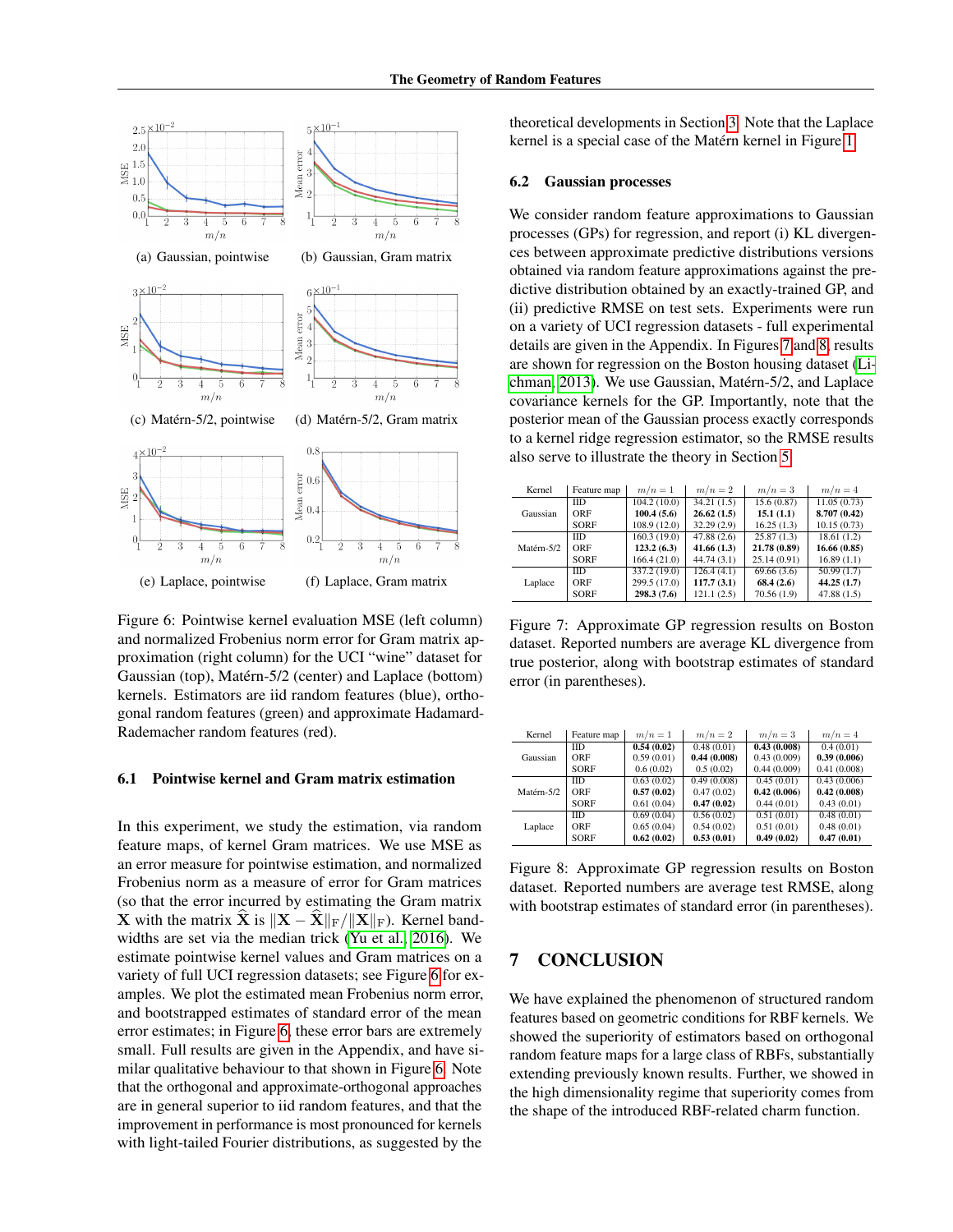(a) Gaussian, pointwise

(b) Gaussian, Gram matrix

(c) Matérn-5/2, pointwise

(d) Matérn-5/2, Gram matrix

(e) Laplace, pointwise

(f) Laplace, Gram matrix

Figure 6: Pointwise kernel evaluation MSE (left column) and normalized Frobenius norm error for Gram matrix approximation (right column) for the UCI "wine" dataset for Gaussian (top), Matérn-5/2 (center) and Laplace (bottom) kernels. Estimators are iid random features (blue), orthogonal random features (green) and approximate Hadamard-Rademacher random features (red).

### 6.1 Pointwise kernel and Gram matrix estimation

In this experiment, we study the estimation, via random feature maps, of kernel Gram matrices. We use MSE as an error measure for pointwise estimation, and normalized Frobenius norm as a measure of error for Gram matrices (so that the error incurred by estimating the Gram matrix $\mathbf{X}$ with the matrix $\widehat{\mathbf{X}}$ is $\|\mathbf{X} - \widehat{\mathbf{X}}\|_F / \|\mathbf{X}\|_F$). Kernel bandwidths are set via the median trick (Yu et al., 2016). We estimate pointwise kernel values and Gram matrices on a variety of full UCI regression datasets; see Figure 6 for examples. We plot the estimated mean Frobenius norm error, and bootstrapped estimates of standard error of the mean error estimates; in Figure 6, these error bars are extremely small. Full results are given in the Appendix, and have similar qualitative behaviour to that shown in Figure 6. Note that the orthogonal and approximate-orthogonal approaches are in general superior to iid random features, and that the improvement in performance is most pronounced for kernels with light-tailed Fourier distributions, as suggested by the theoretical developments in Section 3. Note that the Laplace kernel is a special case of the Matérn kernel in Figure 1.

### 6.2 Gaussian processes

We consider random feature approximations to Gaussian processes (GPs) for regression, and report (i) KL divergences between approximate predictive distributions versions obtained via random feature approximations against the predictive distribution obtained by an exactly-trained GP, and (ii) predictive RMSE on test sets. Experiments were run on a variety of UCI regression datasets - full experimental details are given in the Appendix. In Figures 7 and 8, results are shown for regression on the Boston housing dataset (Lichman, 2013). We use Gaussian, Matérn-5/2, and Laplace covariance kernels for the GP. Importantly, note that the posterior mean of the Gaussian process exactly corresponds to a kernel ridge regression estimator, so the RMSE results also serve to illustrate the theory in Section 5.

| Kernel | Feature map | $m/n = 1$ | $m/n = 2$ | $m/n = 3$ | $m/n = 4$ |
|---|---|---|---|---|---|
| Gaussian | IID | 104.2 (10.0) | 34.21 (1.5) | 15.6 (0.87) | 11.05 (0.73) |
| | ORF | **100.4 (5.6)** | **26.62 (1.5)** | **15.1 (1.1)** | **8.707 (0.42)** |
| | SORF | 108.9 (12.0) | 32.29 (2.9) | 16.25 (1.3) | 10.15 (0.73) |
| Matérn-5/2 | IID | 160.3 (19.0) | 47.88 (2.6) | 25.87 (1.3) | 18.61 (1.2) |
| | ORF | **123.2 (6.3)** | **41.66 (1.3)** | **21.78 (0.89)** | **16.66 (0.85)** |
| | SORF | 166.4 (21.0) | 44.74 (3.1) | 25.14 (0.91) | 16.89 (1.1) |
| Laplace | IID | 337.2 (19.0) | 126.4 (4.1) | 69.66 (3.6) | 50.99 (1.7) |
| | ORF | 299.5 (17.0) | **117.7 (3.1)** | **68.4 (2.6)** | **44.25 (1.7)** |
| | SORF | **298.3 (7.6)** | 121.1 (2.5) | 70.56 (1.9) | 47.88 (1.5) |

Figure 7: Approximate GP regression results on Boston dataset. Reported numbers are average KL divergence from true posterior, along with bootstrap estimates of standard error (in parentheses).

| Kernel | Feature map | $m/n = 1$ | $m/n = 2$ | $m/n = 3$ | $m/n = 4$ |
|---|---|---|---|---|---|
| Gaussian | IID | **0.54 (0.02)** | 0.48 (0.01) | **0.43 (0.008)** | 0.4 (0.01) |
| | ORF | 0.59 (0.01) | **0.44 (0.008)** | 0.43 (0.009) | **0.39 (0.006)** |
| | SORF | 0.6 (0.02) | 0.5 (0.02) | 0.44 (0.009) | 0.41 (0.008) |
| Matérn-5/2 | IID | 0.63 (0.02) | 0.49 (0.008) | 0.45 (0.01) | 0.43 (0.006) |
| | ORF | **0.57 (0.02)** | 0.47 (0.02) | **0.42 (0.006)** | **0.42 (0.008)** |
| | SORF | 0.61 (0.04) | **0.47 (0.02)** | 0.44 (0.01) | 0.43 (0.01) |
| Laplace | IID | 0.69 (0.04) | 0.56 (0.02) | 0.51 (0.01) | 0.48 (0.01) |
| | ORF | 0.65 (0.04) | 0.54 (0.02) | 0.51 (0.01) | 0.48 (0.01) |
| | SORF | **0.62 (0.02)** | **0.53 (0.01)** | **0.49 (0.02)** | **0.47 (0.01)** |

Figure 8: Approximate GP regression results on Boston dataset. Reported numbers are average test RMSE, along with bootstrap estimates of standard error (in parentheses).

## 7 CONCLUSION

We have explained the phenomenon of structured random features based on geometric conditions for RBF kernels. We showed the superiority of estimators based on orthogonal random feature maps for a large class of RBFs, substantially extending previously known results. Further, we showed in the high dimensionality regime that superiority comes from the shape of the introduced RBF-related charm function.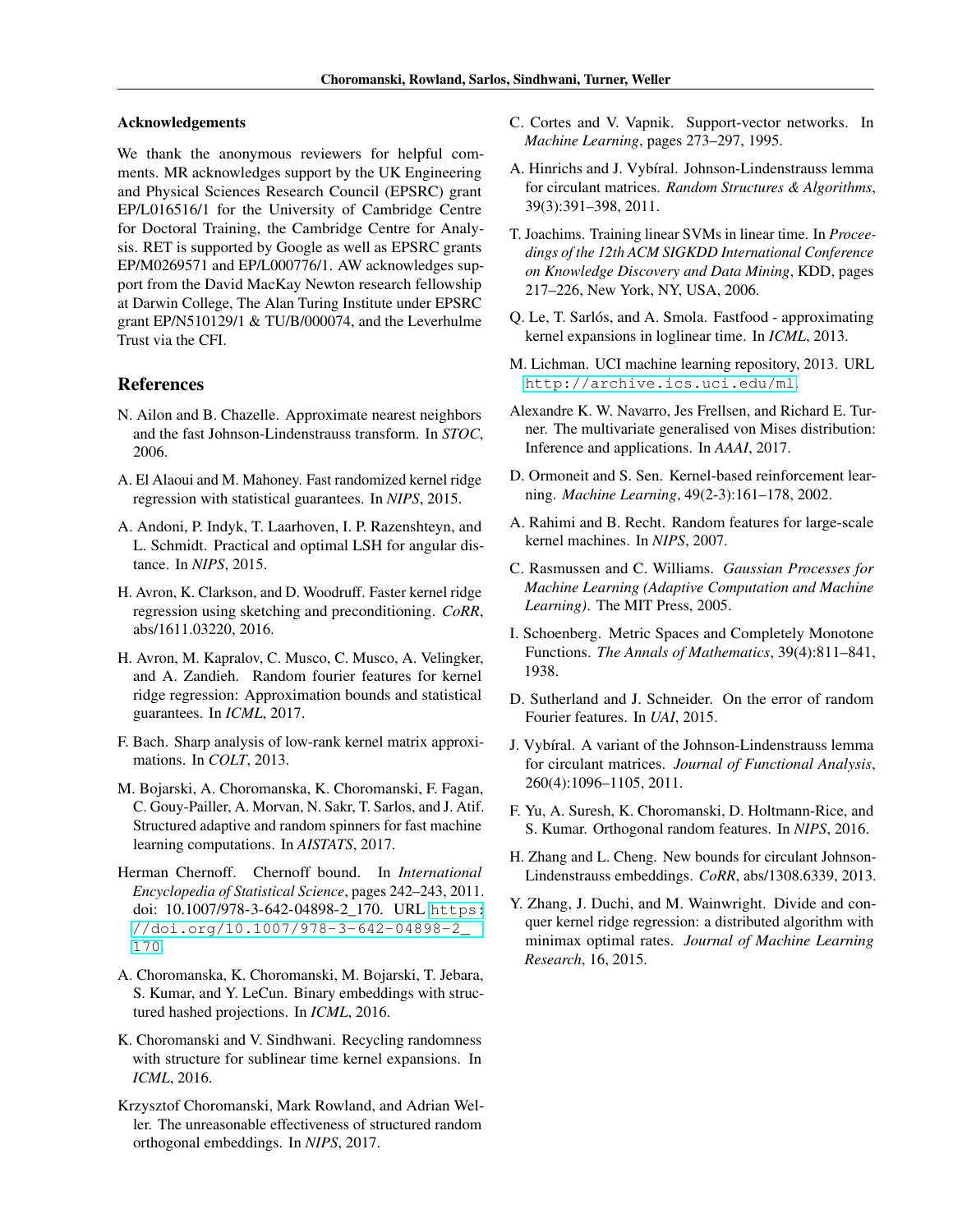### Acknowledgements

We thank the anonymous reviewers for helpful comments. MR acknowledges support by the UK Engineering and Physical Sciences Research Council (EPSRC) grant EP/L016516/1 for the University of Cambridge Centre for Doctoral Training, the Cambridge Centre for Analysis. RET is supported by Google as well as EPSRC grants EP/M0269571 and EP/L000776/1. AW acknowledges support from the David MacKay Newton research fellowship at Darwin College, The Alan Turing Institute under EPSRC grant EP/N510129/1 & TU/B/000074, and the Leverhulme Trust via the CFI.

## References

N. Ailon and B. Chazelle. Approximate nearest neighbors and the fast Johnson-Lindenstrauss transform. In *STOC*, 2006.

A. El Alaoui and M. Mahoney. Fast randomized kernel ridge regression with statistical guarantees. In *NIPS*, 2015.

A. Andoni, P. Indyk, T. Laarhoven, I. P. Razenshteyn, and L. Schmidt. Practical and optimal LSH for angular distance. In *NIPS*, 2015.

H. Avron, K. Clarkson, and D. Woodruff. Faster kernel ridge regression using sketching and preconditioning. *CoRR*, abs/1611.03220, 2016.

H. Avron, M. Kapralov, C. Musco, C. Musco, A. Velingker, and A. Zandieh. Random fourier features for kernel ridge regression: Approximation bounds and statistical guarantees. In *ICML*, 2017.

F. Bach. Sharp analysis of low-rank kernel matrix approximations. In *COLT*, 2013.

M. Bojarski, A. Choromanska, K. Choromanski, F. Fagan, C. Gouy-Pailler, A. Morvan, N. Sakr, T. Sarlos, and J. Atif. Structured adaptive and random spinners for fast machine learning computations. In *AISTATS*, 2017.

Herman Chernoff. Chernoff bound. In *International Encyclopedia of Statistical Science*, pages 242–243, 2011. doi: 10.1007/978-3-642-04898-2_170. URL https://doi.org/10.1007/978-3-642-04898-2_170.

A. Choromanska, K. Choromanski, M. Bojarski, T. Jebara, S. Kumar, and Y. LeCun. Binary embeddings with structured hashed projections. In *ICML*, 2016.

K. Choromanski and V. Sindhwani. Recycling randomness with structure for sublinear time kernel expansions. In *ICML*, 2016.

Krzysztof Choromanski, Mark Rowland, and Adrian Weller. The unreasonable effectiveness of structured random orthogonal embeddings. In *NIPS*, 2017.

C. Cortes and V. Vapnik. Support-vector networks. In *Machine Learning*, pages 273–297, 1995.

A. Hinrichs and J. Vybíral. Johnson-Lindenstrauss lemma for circulant matrices. *Random Structures & Algorithms*, 39(3):391–398, 2011.

T. Joachims. Training linear SVMs in linear time. In *Proceedings of the 12th ACM SIGKDD International Conference on Knowledge Discovery and Data Mining*, KDD, pages 217–226, New York, NY, USA, 2006.

Q. Le, T. Sarlós, and A. Smola. Fastfood - approximating kernel expansions in loglinear time. In *ICML*, 2013.

M. Lichman. UCI machine learning repository, 2013. URL http://archive.ics.uci.edu/ml.

Alexandre K. W. Navarro, Jes Frellsen, and Richard E. Turner. The multivariate generalised von Mises distribution: Inference and applications. In *AAAI*, 2017.

D. Ormoneit and S. Sen. Kernel-based reinforcement learning. *Machine Learning*, 49(2-3):161–178, 2002.

A. Rahimi and B. Recht. Random features for large-scale kernel machines. In *NIPS*, 2007.

C. Rasmussen and C. Williams. *Gaussian Processes for Machine Learning (Adaptive Computation and Machine Learning)*. The MIT Press, 2005.

I. Schoenberg. Metric Spaces and Completely Monotone Functions. *The Annals of Mathematics*, 39(4):811–841, 1938.

D. Sutherland and J. Schneider. On the error of random Fourier features. In *UAI*, 2015.

J. Vybíral. A variant of the Johnson-Lindenstrauss lemma for circulant matrices. *Journal of Functional Analysis*, 260(4):1096–1105, 2011.

F. Yu, A. Suresh, K. Choromanski, D. Holtmann-Rice, and S. Kumar. Orthogonal random features. In *NIPS*, 2016.

H. Zhang and L. Cheng. New bounds for circulant Johnson-Lindenstrauss embeddings. *CoRR*, abs/1308.6339, 2013.

Y. Zhang, J. Duchi, and M. Wainwright. Divide and conquer kernel ridge regression: a distributed algorithm with minimax optimal rates. *Journal of Machine Learning Research*, 16, 2015.